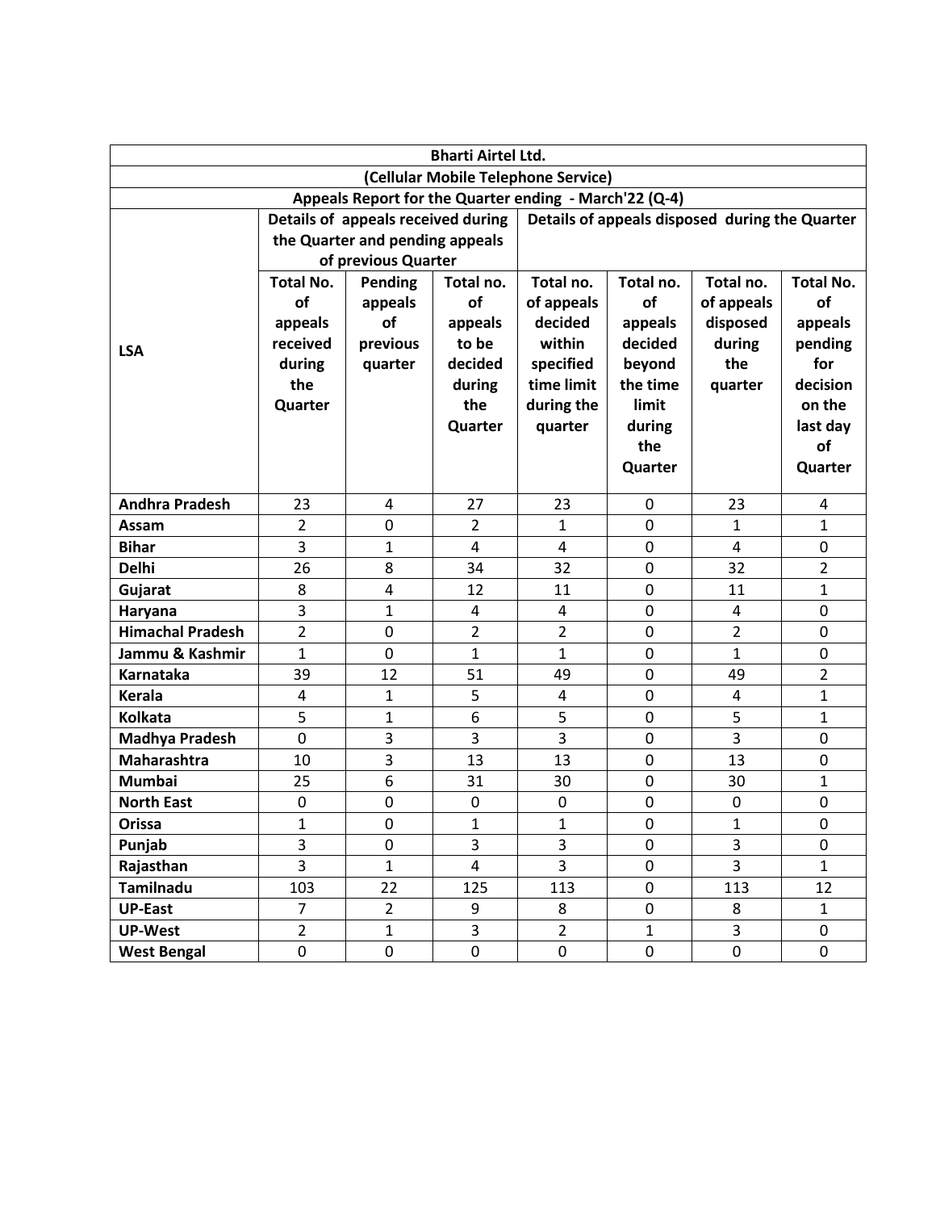| Bharti Airtel Ltd. | | | | | | | |
|---|---|---|---|---|---|---|---|
| (Cellular Mobile Telephone Service) | | | | | | | |
| Appeals Report for the Quarter ending - March'22 (Q-4) | | | | | | | |
| LSA | Details of appeals received during the Quarter and pending appeals of previous Quarter | | | Details of appeals disposed during the Quarter | | | |
| | Total No. of appeals received during the Quarter | Pending appeals of previous quarter | Total no. of appeals to be decided during the Quarter | Total no. of appeals decided within specified time limit during the quarter | Total no. of appeals decided beyond the time limit during the Quarter | Total no. of appeals disposed during the quarter | Total No. of appeals pending for decision on the last day of Quarter |
| **Andhra Pradesh** | 23 | 4 | 27 | 23 | 0 | 23 | 4 |
| **Assam** | 2 | 0 | 2 | 1 | 0 | 1 | 1 |
| **Bihar** | 3 | 1 | 4 | 4 | 0 | 4 | 0 |
| **Delhi** | 26 | 8 | 34 | 32 | 0 | 32 | 2 |
| **Gujarat** | 8 | 4 | 12 | 11 | 0 | 11 | 1 |
| **Haryana** | 3 | 1 | 4 | 4 | 0 | 4 | 0 |
| **Himachal Pradesh** | 2 | 0 | 2 | 2 | 0 | 2 | 0 |
| **Jammu & Kashmir** | 1 | 0 | 1 | 1 | 0 | 1 | 0 |
| **Karnataka** | 39 | 12 | 51 | 49 | 0 | 49 | 2 |
| **Kerala** | 4 | 1 | 5 | 4 | 0 | 4 | 1 |
| **Kolkata** | 5 | 1 | 6 | 5 | 0 | 5 | 1 |
| **Madhya Pradesh** | 0 | 3 | 3 | 3 | 0 | 3 | 0 |
| **Maharashtra** | 10 | 3 | 13 | 13 | 0 | 13 | 0 |
| **Mumbai** | 25 | 6 | 31 | 30 | 0 | 30 | 1 |
| **North East** | 0 | 0 | 0 | 0 | 0 | 0 | 0 |
| **Orissa** | 1 | 0 | 1 | 1 | 0 | 1 | 0 |
| **Punjab** | 3 | 0 | 3 | 3 | 0 | 3 | 0 |
| **Rajasthan** | 3 | 1 | 4 | 3 | 0 | 3 | 1 |
| **Tamilnadu** | 103 | 22 | 125 | 113 | 0 | 113 | 12 |
| **UP-East** | 7 | 2 | 9 | 8 | 0 | 8 | 1 |
| **UP-West** | 2 | 1 | 3 | 2 | 1 | 3 | 0 |
| **West Bengal** | 0 | 0 | 0 | 0 | 0 | 0 | 0 |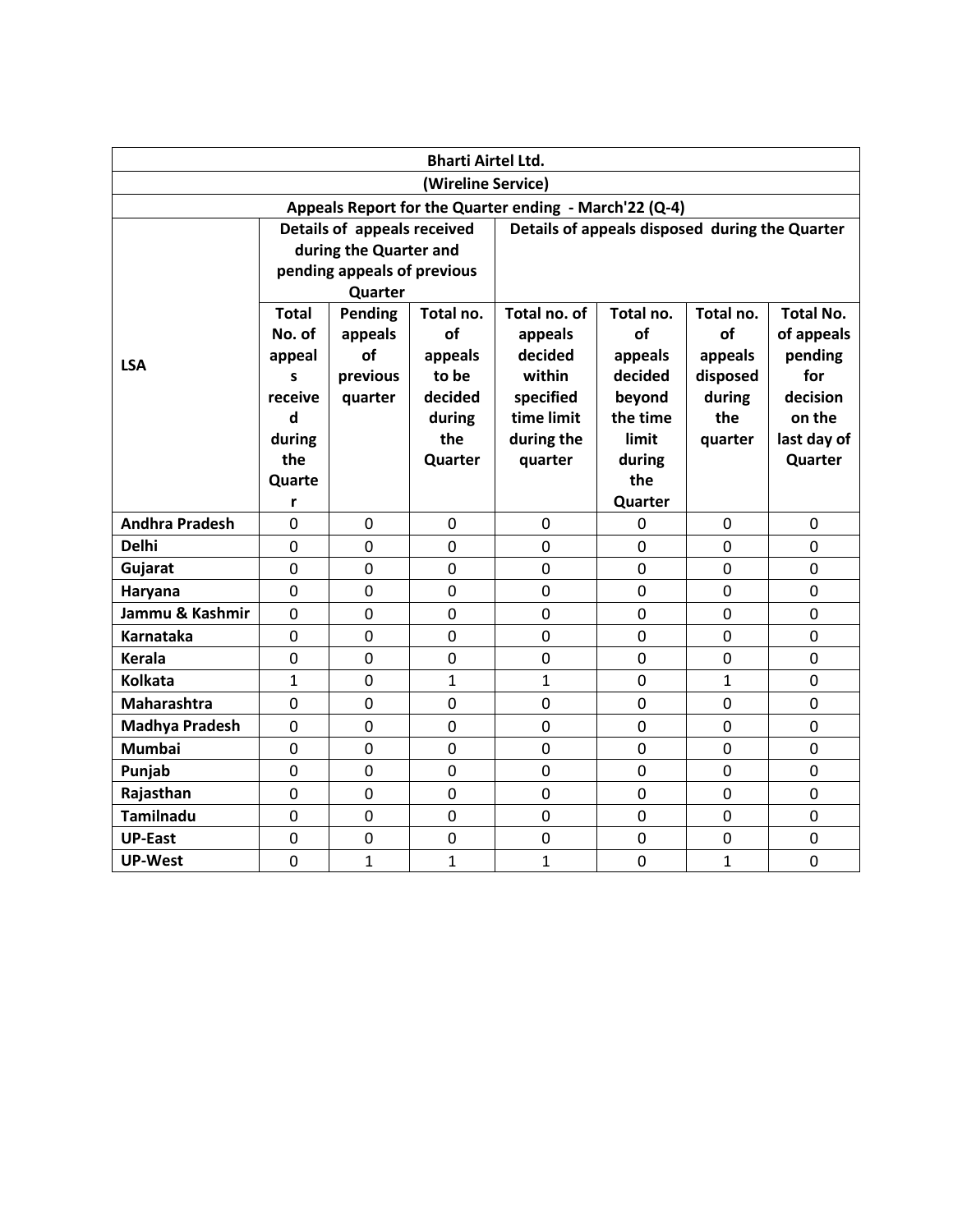| Bharti Airtel Ltd. | | | | | | | |
|---|---|---|---|---|---|---|---|
| (Wireline Service) | | | | | | | |
| Appeals Report for the Quarter ending - March'22 (Q-4) | | | | | | | |
| LSA | Details of appeals received during the Quarter and pending appeals of previous Quarter | | | Details of appeals disposed during the Quarter | | | |
| | Total No. of appeals received during the Quarter | Pending appeals of previous quarter | Total no. of appeals to be decided during the Quarter | Total no. of appeals decided within specified time limit during the quarter | Total no. of appeals decided beyond the time limit during the Quarter | Total no. of appeals disposed during the quarter | Total No. of appeals pending for decision on the last day of Quarter |
| Andhra Pradesh | 0 | 0 | 0 | 0 | 0 | 0 | 0 |
| Delhi | 0 | 0 | 0 | 0 | 0 | 0 | 0 |
| Gujarat | 0 | 0 | 0 | 0 | 0 | 0 | 0 |
| Haryana | 0 | 0 | 0 | 0 | 0 | 0 | 0 |
| Jammu & Kashmir | 0 | 0 | 0 | 0 | 0 | 0 | 0 |
| Karnataka | 0 | 0 | 0 | 0 | 0 | 0 | 0 |
| Kerala | 0 | 0 | 0 | 0 | 0 | 0 | 0 |
| Kolkata | 1 | 0 | 1 | 1 | 0 | 1 | 0 |
| Maharashtra | 0 | 0 | 0 | 0 | 0 | 0 | 0 |
| Madhya Pradesh | 0 | 0 | 0 | 0 | 0 | 0 | 0 |
| Mumbai | 0 | 0 | 0 | 0 | 0 | 0 | 0 |
| Punjab | 0 | 0 | 0 | 0 | 0 | 0 | 0 |
| Rajasthan | 0 | 0 | 0 | 0 | 0 | 0 | 0 |
| Tamilnadu | 0 | 0 | 0 | 0 | 0 | 0 | 0 |
| UP-East | 0 | 0 | 0 | 0 | 0 | 0 | 0 |
| UP-West | 0 | 1 | 1 | 1 | 0 | 1 | 0 |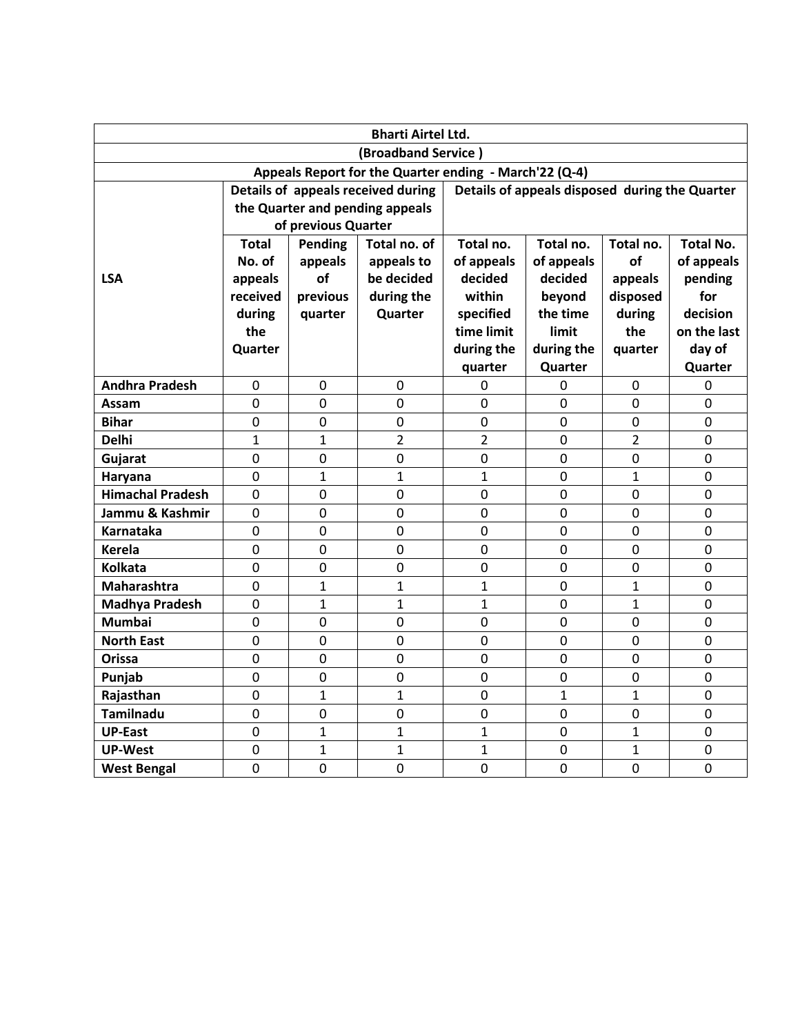| Bharti Airtel Ltd. | | | | | | | |
|---|---|---|---|---|---|---|---|
| (Broadband Service ) | | | | | | | |
| Appeals Report for the Quarter ending - March'22 (Q-4) | | | | | | | |
| LSA | Details of appeals received during the Quarter and pending appeals of previous Quarter | | | Details of appeals disposed during the Quarter | | | |
| | Total No. of appeals received during the Quarter | Pending appeals of previous quarter | Total no. of appeals to be decided during the Quarter | Total no. of appeals decided within specified time limit during the quarter | Total no. of appeals decided beyond the time limit during the Quarter | Total no. of appeals disposed during the quarter | Total No. of appeals pending for decision on the last day of Quarter |
| **Andhra Pradesh** | 0 | 0 | 0 | 0 | 0 | 0 | 0 |
| **Assam** | 0 | 0 | 0 | 0 | 0 | 0 | 0 |
| **Bihar** | 0 | 0 | 0 | 0 | 0 | 0 | 0 |
| **Delhi** | 1 | 1 | 2 | 2 | 0 | 2 | 0 |
| **Gujarat** | 0 | 0 | 0 | 0 | 0 | 0 | 0 |
| **Haryana** | 0 | 1 | 1 | 1 | 0 | 1 | 0 |
| **Himachal Pradesh** | 0 | 0 | 0 | 0 | 0 | 0 | 0 |
| **Jammu & Kashmir** | 0 | 0 | 0 | 0 | 0 | 0 | 0 |
| **Karnataka** | 0 | 0 | 0 | 0 | 0 | 0 | 0 |
| **Kerela** | 0 | 0 | 0 | 0 | 0 | 0 | 0 |
| **Kolkata** | 0 | 0 | 0 | 0 | 0 | 0 | 0 |
| **Maharashtra** | 0 | 1 | 1 | 1 | 0 | 1 | 0 |
| **Madhya Pradesh** | 0 | 1 | 1 | 1 | 0 | 1 | 0 |
| **Mumbai** | 0 | 0 | 0 | 0 | 0 | 0 | 0 |
| **North East** | 0 | 0 | 0 | 0 | 0 | 0 | 0 |
| **Orissa** | 0 | 0 | 0 | 0 | 0 | 0 | 0 |
| **Punjab** | 0 | 0 | 0 | 0 | 0 | 0 | 0 |
| **Rajasthan** | 0 | 1 | 1 | 0 | 1 | 1 | 0 |
| **Tamilnadu** | 0 | 0 | 0 | 0 | 0 | 0 | 0 |
| **UP-East** | 0 | 1 | 1 | 1 | 0 | 1 | 0 |
| **UP-West** | 0 | 1 | 1 | 1 | 0 | 1 | 0 |
| **West Bengal** | 0 | 0 | 0 | 0 | 0 | 0 | 0 |